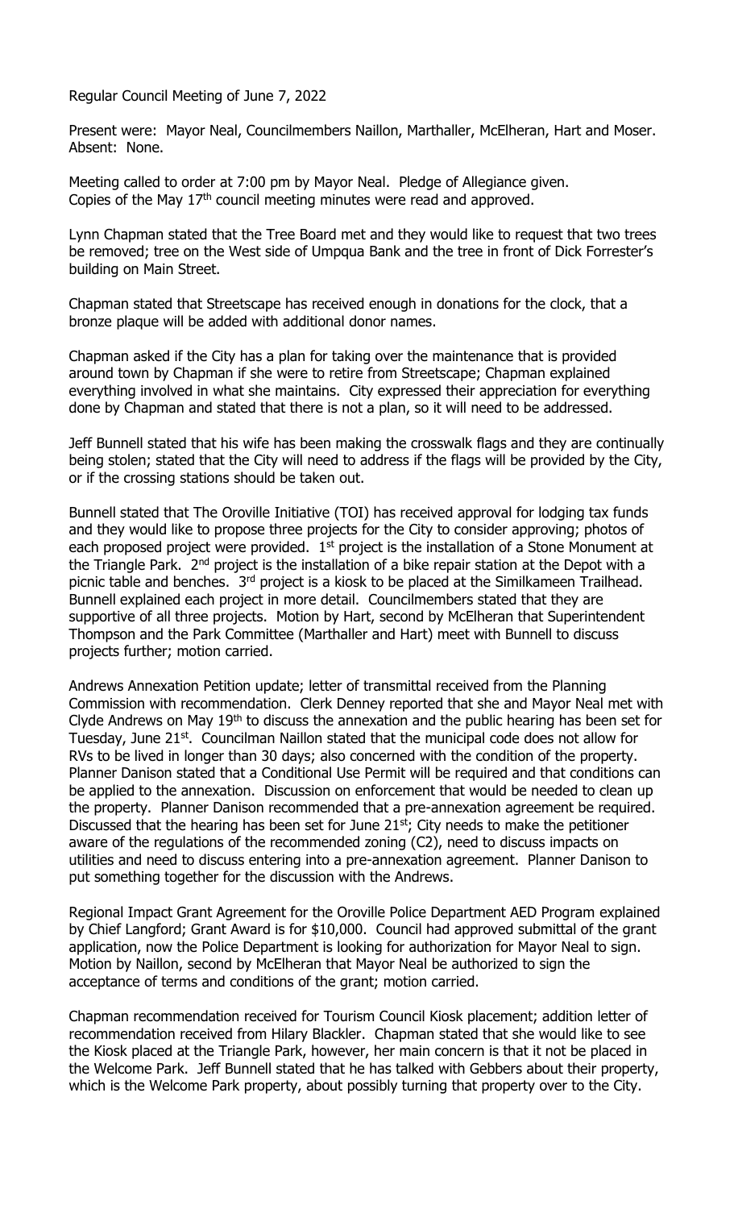Regular Council Meeting of June 7, 2022

Present were: Mayor Neal, Councilmembers Naillon, Marthaller, McElheran, Hart and Moser. Absent: None.

Meeting called to order at 7:00 pm by Mayor Neal. Pledge of Allegiance given. Copies of the May 17th council meeting minutes were read and approved.

Lynn Chapman stated that the Tree Board met and they would like to request that two trees be removed; tree on the West side of Umpqua Bank and the tree in front of Dick Forrester's building on Main Street.

Chapman stated that Streetscape has received enough in donations for the clock, that a bronze plaque will be added with additional donor names.

Chapman asked if the City has a plan for taking over the maintenance that is provided around town by Chapman if she were to retire from Streetscape; Chapman explained everything involved in what she maintains. City expressed their appreciation for everything done by Chapman and stated that there is not a plan, so it will need to be addressed.

Jeff Bunnell stated that his wife has been making the crosswalk flags and they are continually being stolen; stated that the City will need to address if the flags will be provided by the City, or if the crossing stations should be taken out.

Bunnell stated that The Oroville Initiative (TOI) has received approval for lodging tax funds and they would like to propose three projects for the City to consider approving; photos of each proposed project were provided. 1st project is the installation of a Stone Monument at the Triangle Park. 2nd project is the installation of a bike repair station at the Depot with a picnic table and benches. 3rd project is a kiosk to be placed at the Similkameen Trailhead. Bunnell explained each project in more detail. Councilmembers stated that they are supportive of all three projects. Motion by Hart, second by McElheran that Superintendent Thompson and the Park Committee (Marthaller and Hart) meet with Bunnell to discuss projects further; motion carried.

Andrews Annexation Petition update; letter of transmittal received from the Planning Commission with recommendation. Clerk Denney reported that she and Mayor Neal met with Clyde Andrews on May 19th to discuss the annexation and the public hearing has been set for Tuesday, June 21st. Councilman Naillon stated that the municipal code does not allow for RVs to be lived in longer than 30 days; also concerned with the condition of the property. Planner Danison stated that a Conditional Use Permit will be required and that conditions can be applied to the annexation. Discussion on enforcement that would be needed to clean up the property. Planner Danison recommended that a pre-annexation agreement be required. Discussed that the hearing has been set for June 21st; City needs to make the petitioner aware of the regulations of the recommended zoning (C2), need to discuss impacts on utilities and need to discuss entering into a pre-annexation agreement. Planner Danison to put something together for the discussion with the Andrews.

Regional Impact Grant Agreement for the Oroville Police Department AED Program explained by Chief Langford; Grant Award is for $10,000. Council had approved submittal of the grant application, now the Police Department is looking for authorization for Mayor Neal to sign. Motion by Naillon, second by McElheran that Mayor Neal be authorized to sign the acceptance of terms and conditions of the grant; motion carried.

Chapman recommendation received for Tourism Council Kiosk placement; addition letter of recommendation received from Hilary Blackler. Chapman stated that she would like to see the Kiosk placed at the Triangle Park, however, her main concern is that it not be placed in the Welcome Park. Jeff Bunnell stated that he has talked with Gebbers about their property, which is the Welcome Park property, about possibly turning that property over to the City.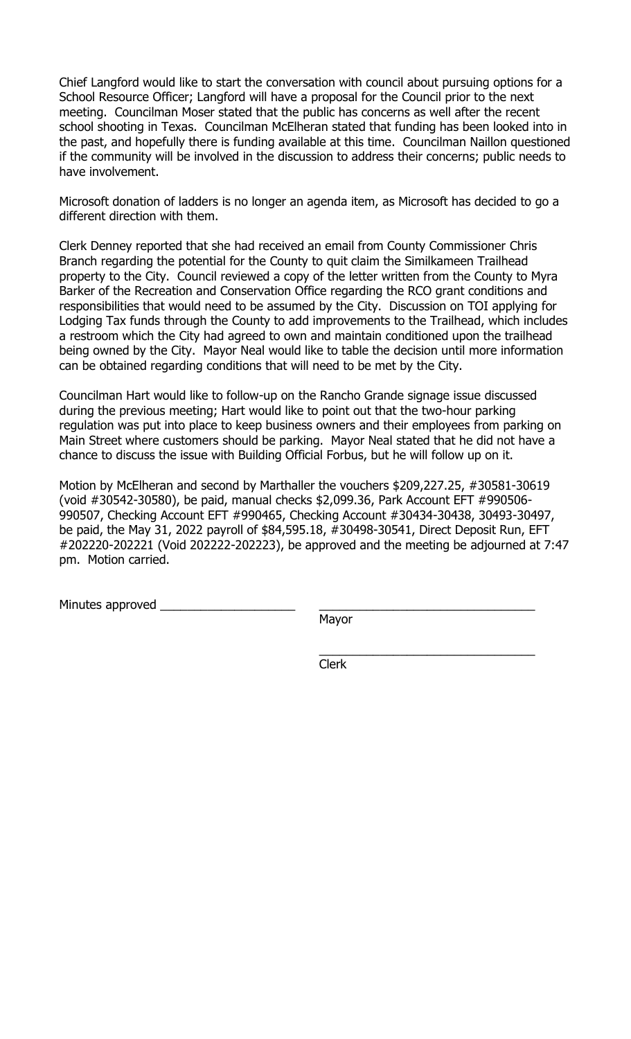Chief Langford would like to start the conversation with council about pursuing options for a School Resource Officer; Langford will have a proposal for the Council prior to the next meeting. Councilman Moser stated that the public has concerns as well after the recent school shooting in Texas. Councilman McElheran stated that funding has been looked into in the past, and hopefully there is funding available at this time. Councilman Naillon questioned if the community will be involved in the discussion to address their concerns; public needs to have involvement.

Microsoft donation of ladders is no longer an agenda item, as Microsoft has decided to go a different direction with them.

Clerk Denney reported that she had received an email from County Commissioner Chris Branch regarding the potential for the County to quit claim the Similkameen Trailhead property to the City. Council reviewed a copy of the letter written from the County to Myra Barker of the Recreation and Conservation Office regarding the RCO grant conditions and responsibilities that would need to be assumed by the City. Discussion on TOI applying for Lodging Tax funds through the County to add improvements to the Trailhead, which includes a restroom which the City had agreed to own and maintain conditioned upon the trailhead being owned by the City. Mayor Neal would like to table the decision until more information can be obtained regarding conditions that will need to be met by the City.

Councilman Hart would like to follow-up on the Rancho Grande signage issue discussed during the previous meeting; Hart would like to point out that the two-hour parking regulation was put into place to keep business owners and their employees from parking on Main Street where customers should be parking. Mayor Neal stated that he did not have a chance to discuss the issue with Building Official Forbus, but he will follow up on it.

Motion by McElheran and second by Marthaller the vouchers $209,227.25, #30581-30619 (void #30542-30580), be paid, manual checks $2,099.36, Park Account EFT #990506-990507, Checking Account EFT #990465, Checking Account #30434-30438, 30493-30497, be paid, the May 31, 2022 payroll of $84,595.18, #30498-30541, Direct Deposit Run, EFT #202220-202221 (Void 202222-202223), be approved and the meeting be adjourned at 7:47 pm. Motion carried.

Minutes approved ____________________ ________________________________
Mayor

________________________________
Clerk